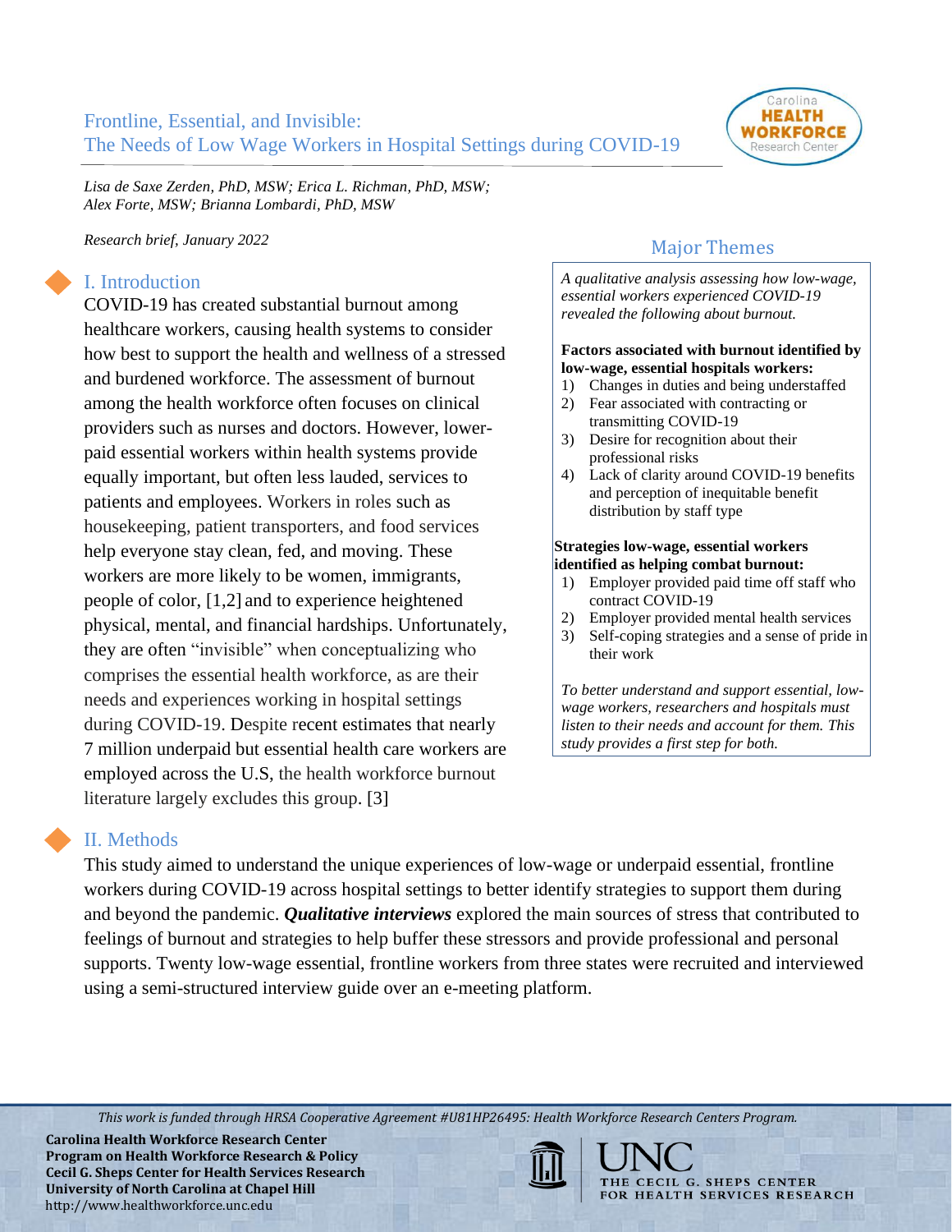# Frontline, Essential, and Invisible: The Needs of Low Wage Workers in Hospital Settings during COVID-19

*Lisa de Saxe Zerden, PhD, MSW; Erica L. Richman, PhD, MSW; Alex Forte, MSW; Brianna Lombardi, PhD, MSW*

*Research brief, January 2022*

## I. Introduction

COVID-19 has created substantial burnout among healthcare workers, causing health systems to consider how best to support the health and wellness of a stressed and burdened workforce. The assessment of burnout among the health workforce often focuses on clinical providers such as nurses and doctors. However, lower-paid essential workers within health systems provide equally important, but often less lauded, services to patients and employees. Workers in roles such as housekeeping, patient transporters, and food services help everyone stay clean, fed, and moving. These workers are more likely to be women, immigrants, people of color, [1,2] and to experience heightened physical, mental, and financial hardships. Unfortunately, they are often "invisible" when conceptualizing who comprises the essential health workforce, as are their needs and experiences working in hospital settings during COVID-19. Despite recent estimates that nearly 7 million underpaid but essential health care workers are employed across the U.S, the health workforce burnout literature largely excludes this group. [3]

## Major Themes

*A qualitative analysis assessing how low-wage, essential workers experienced COVID-19 revealed the following about burnout.*

**Factors associated with burnout identified by low-wage, essential hospitals workers:**

1) Changes in duties and being understaffed
2) Fear associated with contracting or transmitting COVID-19
3) Desire for recognition about their professional risks
4) Lack of clarity around COVID-19 benefits and perception of inequitable benefit distribution by staff type

**Strategies low-wage, essential workers identified as helping combat burnout:**

1) Employer provided paid time off staff who contract COVID-19
2) Employer provided mental health services
3) Self-coping strategies and a sense of pride in their work

*To better understand and support essential, low-wage workers, researchers and hospitals must listen to their needs and account for them. This study provides a first step for both.*

## II. Methods

This study aimed to understand the unique experiences of low-wage or underpaid essential, frontline workers during COVID-19 across hospital settings to better identify strategies to support them during and beyond the pandemic. ***Qualitative interviews*** explored the main sources of stress that contributed to feelings of burnout and strategies to help buffer these stressors and provide professional and personal supports. Twenty low-wage essential, frontline workers from three states were recruited and interviewed using a semi-structured interview guide over an e-meeting platform.

*This work is funded through HRSA Cooperative Agreement #U81HP26495: Health Workforce Research Centers Program.*

**Carolina Health Workforce Research Center**
**Program on Health Workforce Research & Policy**
**Cecil G. Sheps Center for Health Services Research**
**University of North Carolina at Chapel Hill**
http://www.healthworkforce.unc.edu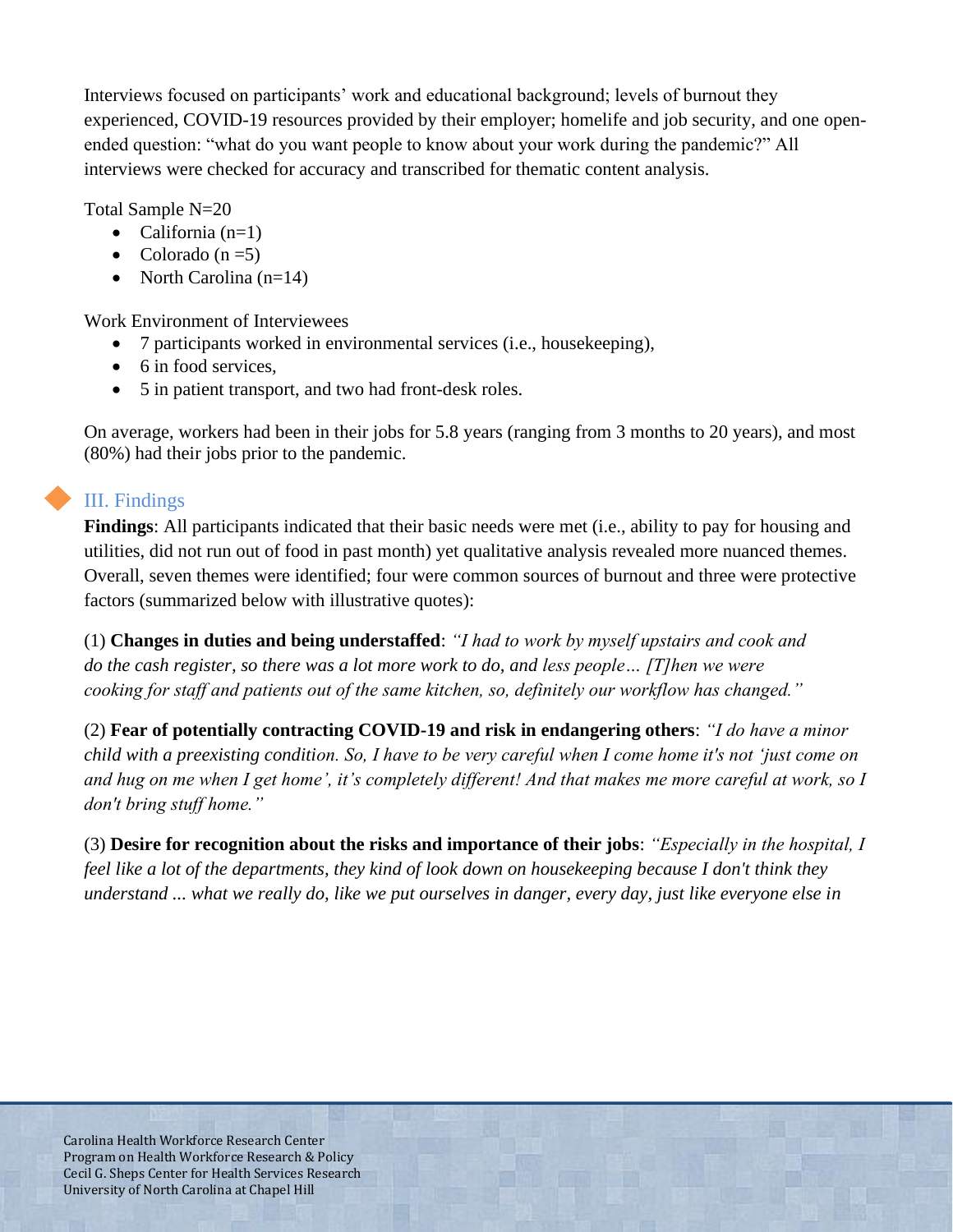Interviews focused on participants' work and educational background; levels of burnout they experienced, COVID-19 resources provided by their employer; homelife and job security, and one open-ended question: "what do you want people to know about your work during the pandemic?" All interviews were checked for accuracy and transcribed for thematic content analysis.

Total Sample N=20

- California (n=1)
- Colorado (n =5)
- North Carolina (n=14)

Work Environment of Interviewees

- 7 participants worked in environmental services (i.e., housekeeping),
- 6 in food services,
- 5 in patient transport, and two had front-desk roles.

On average, workers had been in their jobs for 5.8 years (ranging from 3 months to 20 years), and most (80%) had their jobs prior to the pandemic.

## III. Findings

**Findings**: All participants indicated that their basic needs were met (i.e., ability to pay for housing and utilities, did not run out of food in past month) yet qualitative analysis revealed more nuanced themes. Overall, seven themes were identified; four were common sources of burnout and three were protective factors (summarized below with illustrative quotes):

(1) **Changes in duties and being understaffed**: *"I had to work by myself upstairs and cook and do the cash register, so there was a lot more work to do, and less people… [T]hen we were cooking for staff and patients out of the same kitchen, so, definitely our workflow has changed."*

(2) **Fear of potentially contracting COVID-19 and risk in endangering others**: *"I do have a minor child with a preexisting condition. So, I have to be very careful when I come home it's not 'just come on and hug on me when I get home', it's completely different! And that makes me more careful at work, so I don't bring stuff home."*

(3) **Desire for recognition about the risks and importance of their jobs**: *"Especially in the hospital, I feel like a lot of the departments, they kind of look down on housekeeping because I don't think they understand ... what we really do, like we put ourselves in danger, every day, just like everyone else in*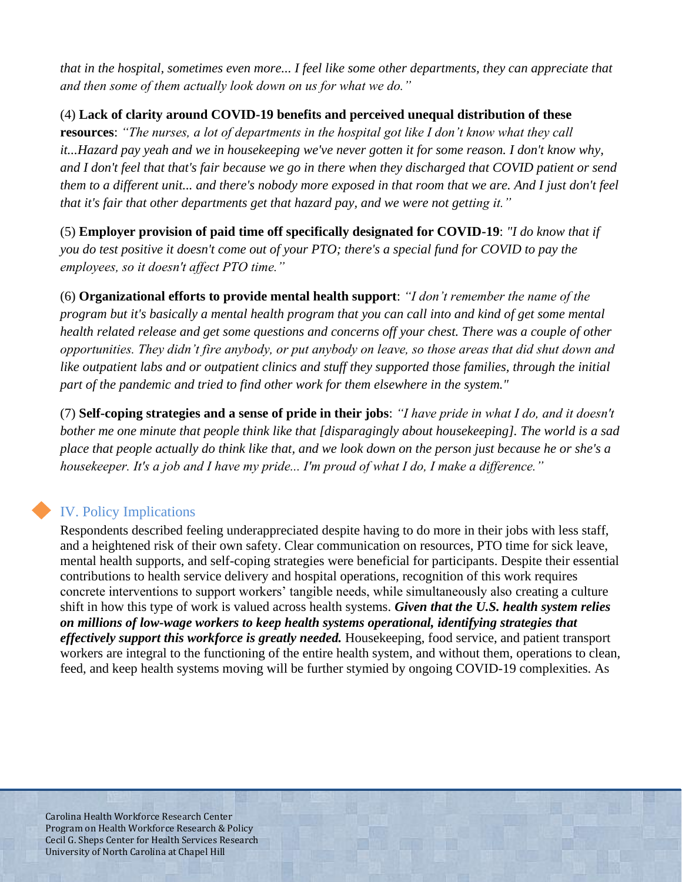*that in the hospital, sometimes even more... I feel like some other departments, they can appreciate that and then some of them actually look down on us for what we do."*

(4) **Lack of clarity around COVID-19 benefits and perceived unequal distribution of these resources**: *"The nurses, a lot of departments in the hospital got like I don't know what they call it...Hazard pay yeah and we in housekeeping we've never gotten it for some reason. I don't know why, and I don't feel that that's fair because we go in there when they discharged that COVID patient or send them to a different unit... and there's nobody more exposed in that room that we are. And I just don't feel that it's fair that other departments get that hazard pay, and we were not getting it."*

(5) **Employer provision of paid time off specifically designated for COVID-19**: *"I do know that if you do test positive it doesn't come out of your PTO; there's a special fund for COVID to pay the employees, so it doesn't affect PTO time."*

(6) **Organizational efforts to provide mental health support**: *"I don't remember the name of the program but it's basically a mental health program that you can call into and kind of get some mental health related release and get some questions and concerns off your chest. There was a couple of other opportunities. They didn't fire anybody, or put anybody on leave, so those areas that did shut down and like outpatient labs and or outpatient clinics and stuff they supported those families, through the initial part of the pandemic and tried to find other work for them elsewhere in the system."*

(7) **Self-coping strategies and a sense of pride in their jobs**: *"I have pride in what I do, and it doesn't bother me one minute that people think like that [disparagingly about housekeeping]. The world is a sad place that people actually do think like that, and we look down on the person just because he or she's a housekeeper. It's a job and I have my pride... I'm proud of what I do, I make a difference."*

## IV. Policy Implications

Respondents described feeling underappreciated despite having to do more in their jobs with less staff, and a heightened risk of their own safety. Clear communication on resources, PTO time for sick leave, mental health supports, and self-coping strategies were beneficial for participants. Despite their essential contributions to health service delivery and hospital operations, recognition of this work requires concrete interventions to support workers' tangible needs, while simultaneously also creating a culture shift in how this type of work is valued across health systems. ***Given that the U.S. health system relies on millions of low-wage workers to keep health systems operational, identifying strategies that effectively support this workforce is greatly needed.*** Housekeeping, food service, and patient transport workers are integral to the functioning of the entire health system, and without them, operations to clean, feed, and keep health systems moving will be further stymied by ongoing COVID-19 complexities. As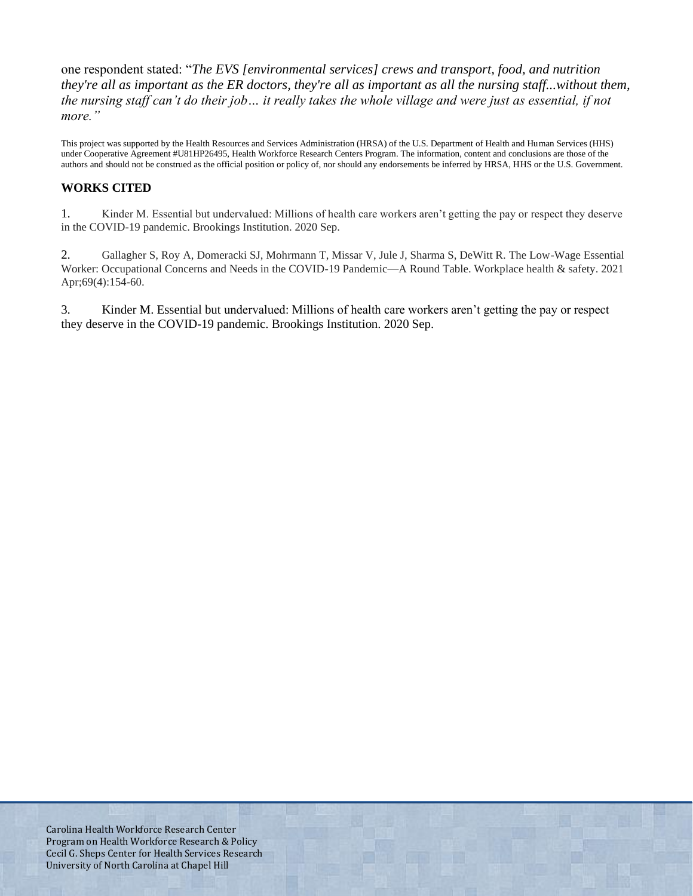one respondent stated: "*The EVS [environmental services] crews and transport, food, and nutrition they're all as important as the ER doctors, they're all as important as all the nursing staff...without them, the nursing staff can't do their job… it really takes the whole village and were just as essential, if not more.*"

This project was supported by the Health Resources and Services Administration (HRSA) of the U.S. Department of Health and Human Services (HHS) under Cooperative Agreement #U81HP26495, Health Workforce Research Centers Program. The information, content and conclusions are those of the authors and should not be construed as the official position or policy of, nor should any endorsements be inferred by HRSA, HHS or the U.S. Government.

## WORKS CITED

1. Kinder M. Essential but undervalued: Millions of health care workers aren't getting the pay or respect they deserve in the COVID-19 pandemic. Brookings Institution. 2020 Sep.

2. Gallagher S, Roy A, Domeracki SJ, Mohrmann T, Missar V, Jule J, Sharma S, DeWitt R. The Low-Wage Essential Worker: Occupational Concerns and Needs in the COVID-19 Pandemic—A Round Table. Workplace health & safety. 2021 Apr;69(4):154-60.

3. Kinder M. Essential but undervalued: Millions of health care workers aren't getting the pay or respect they deserve in the COVID-19 pandemic. Brookings Institution. 2020 Sep.